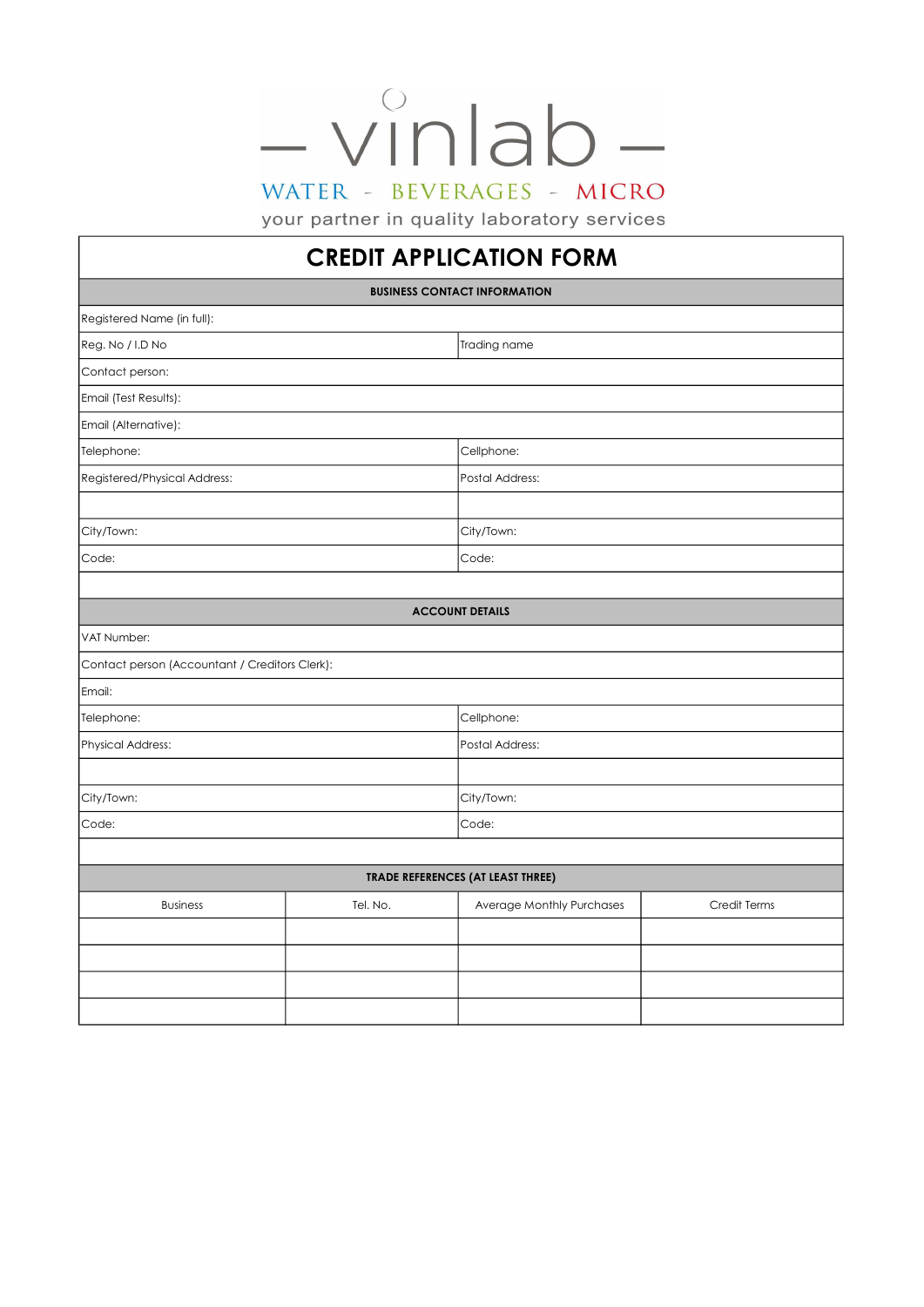– vinlab –

WATER - BEVERAGES - MICRO

your partner in quality laboratory services

# CREDIT APPLICATION FORM

| BUSINESS CONTACT INFORMATION | |
|---|---|
| Registered Name (in full): | |
| Reg. No / I.D No | Trading name |
| Contact person: | |
| Email (Test Results): | |
| Email (Alternative): | |
| Telephone: | Cellphone: |
| Registered/Physical Address: | Postal Address: |
| | |
| City/Town: | City/Town: |
| Code: | Code: |

| ACCOUNT DETAILS | |
|---|---|
| VAT Number: | |
| Contact person (Accountant / Creditors Clerk): | |
| Email: | |
| Telephone: | Cellphone: |
| Physical Address: | Postal Address: |
| | |
| City/Town: | City/Town: |
| Code: | Code: |

**TRADE REFERENCES (AT LEAST THREE)**

| Business | Tel. No. | Average Monthly Purchases | Credit Terms |
|---|---|---|---|
| | | | |
| | | | |
| | | | |
| | | | |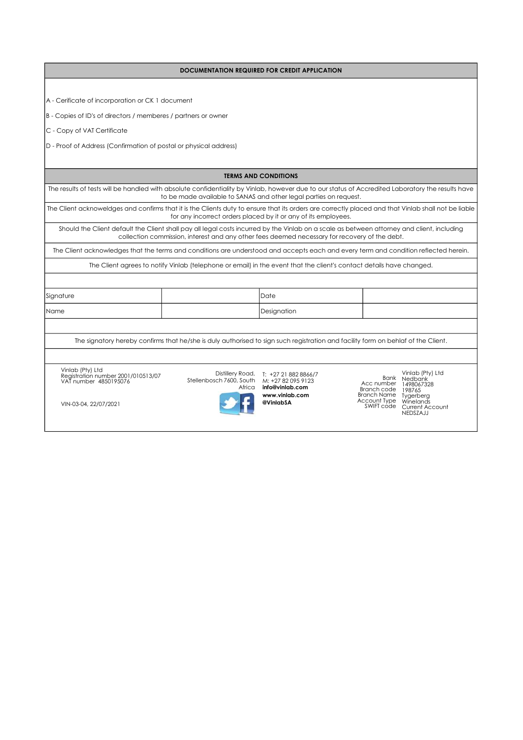## DOCUMENTATION REQUIRED FOR CREDIT APPLICATION

A - Cerificate of incorporation or CK 1 document

B - Copies of ID's of directors / memberes / partners or owner

C - Copy of VAT Certificate

D - Proof of Address (Confirmation of postal or physical address)

## TERMS AND CONDITIONS

The results of tests will be handled with absolute confidentiality by Vinlab, however due to our status of Accredited Laboratory the results have to be made available to SANAS and other legal parties on request.

The Client acknoweldges and confirms that it is the Clients duty to ensure that its orders are correctly placed and that Vinlab shall not be liable for any incorrect orders placed by it or any of its employees.

Should the Client default the Client shall pay all legal costs incurred by the Vinlab on a scale as between attorney and client, including collection commission, interest and any other fees deemed necessary for recovery of the debt.

The Client acknowledges that the terms and conditions are understood and accepts each and every term and condition reflected herein.

The Client agrees to notify Vinlab (telephone or email) in the event that the client's contact details have changed.

| | | | |
|---|---|---|---|
| Signature | | Date | |
| Name | | Designation | |

The signatory hereby confirms that he/she is duly authorised to sign such registration and facility form on behlaf of the Client.

Vinlab (Pty) Ltd
Registration number 2001/010513/07
VAT number 4850195076

VIN-03-04, 22/07/2021

Distillery Road, Stellenbosch 7600, South Africa

T: +27 21 882 8866/7
M: +27 82 095 9123
**info@vinlab.com**
**www.vinlab.com**
**@VinlabSA**

| | |
|---|---|
| | Vinlab (Pty) Ltd |
| Bank | Nedbank |
| Acc number | 1498067328 |
| Branch code | 198765 |
| Branch Name | Tygerberg |
| Account Type | Winelands |
| SWIFT code | Current Account |
| | NEDSZAJJ |